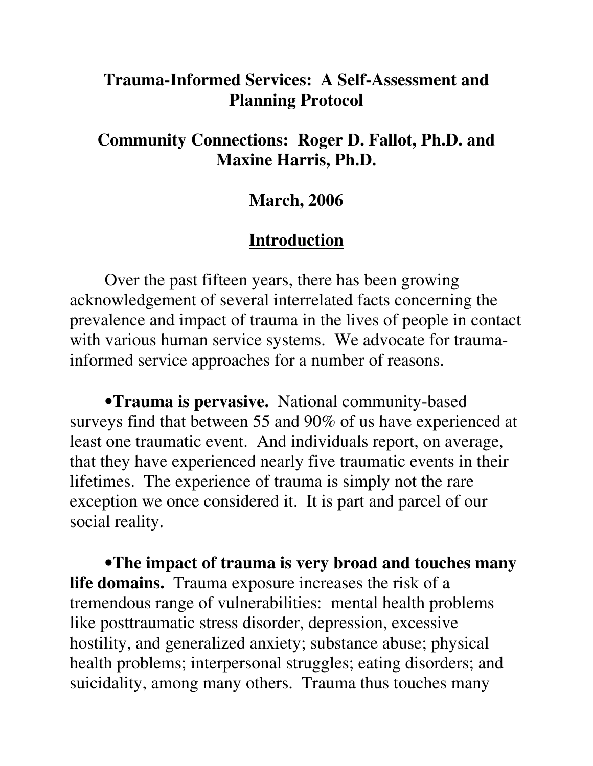# Trauma-Informed Services: A Self-Assessment and Planning Protocol

## Community Connections: Roger D. Fallot, Ph.D. and Maxine Harris, Ph.D.

## March, 2006

## Introduction

Over the past fifteen years, there has been growing acknowledgement of several interrelated facts concerning the prevalence and impact of trauma in the lives of people in contact with various human service systems. We advocate for trauma-informed service approaches for a number of reasons.

•**Trauma is pervasive.** National community-based surveys find that between 55 and 90% of us have experienced at least one traumatic event. And individuals report, on average, that they have experienced nearly five traumatic events in their lifetimes. The experience of trauma is simply not the rare exception we once considered it. It is part and parcel of our social reality.

•**The impact of trauma is very broad and touches many life domains.** Trauma exposure increases the risk of a tremendous range of vulnerabilities: mental health problems like posttraumatic stress disorder, depression, excessive hostility, and generalized anxiety; substance abuse; physical health problems; interpersonal struggles; eating disorders; and suicidality, among many others. Trauma thus touches many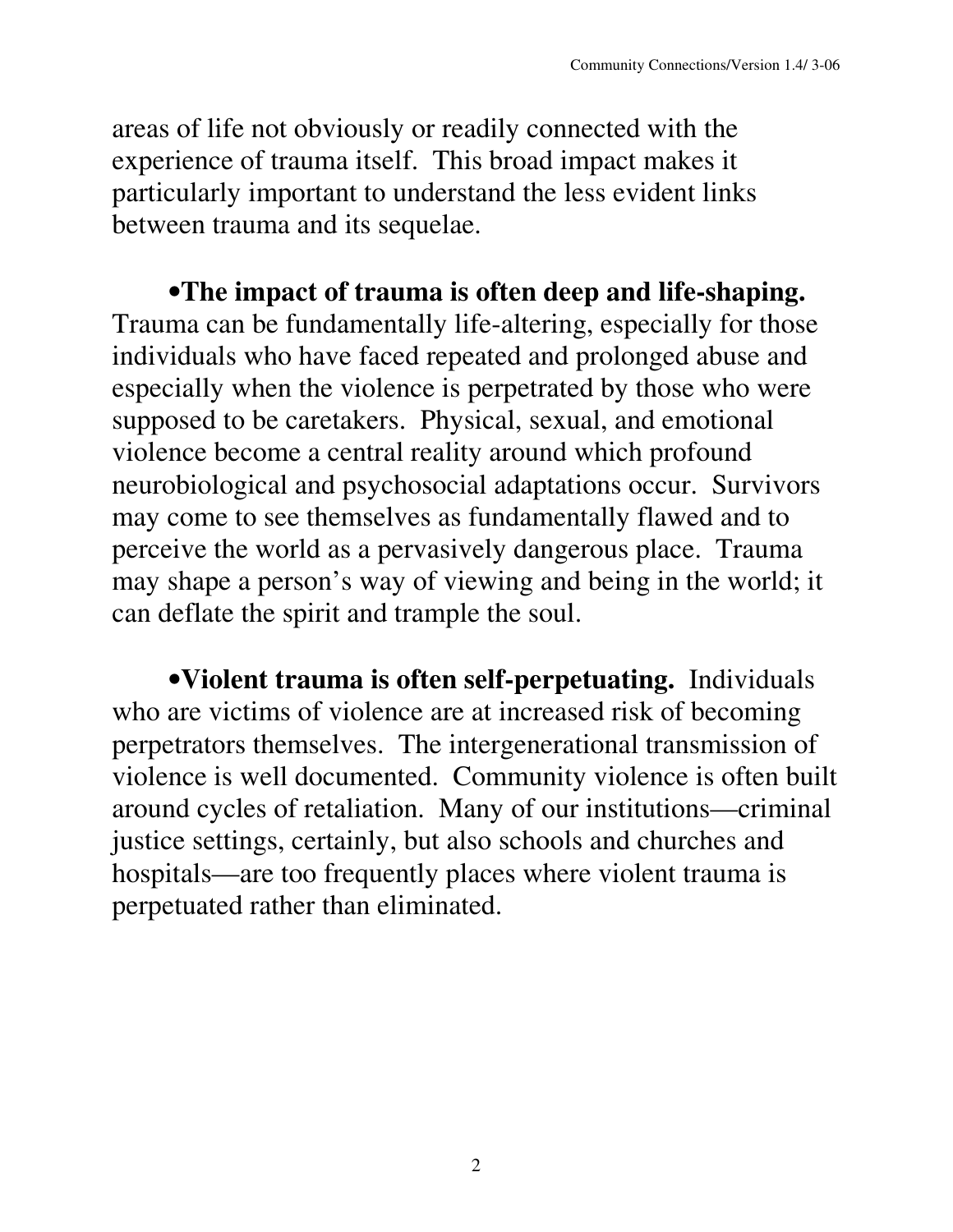areas of life not obviously or readily connected with the experience of trauma itself. This broad impact makes it particularly important to understand the less evident links between trauma and its sequelae.

•**The impact of trauma is often deep and life-shaping.** Trauma can be fundamentally life-altering, especially for those individuals who have faced repeated and prolonged abuse and especially when the violence is perpetrated by those who were supposed to be caretakers. Physical, sexual, and emotional violence become a central reality around which profound neurobiological and psychosocial adaptations occur. Survivors may come to see themselves as fundamentally flawed and to perceive the world as a pervasively dangerous place. Trauma may shape a person's way of viewing and being in the world; it can deflate the spirit and trample the soul.

•**Violent trauma is often self-perpetuating.** Individuals who are victims of violence are at increased risk of becoming perpetrators themselves. The intergenerational transmission of violence is well documented. Community violence is often built around cycles of retaliation. Many of our institutions—criminal justice settings, certainly, but also schools and churches and hospitals—are too frequently places where violent trauma is perpetuated rather than eliminated.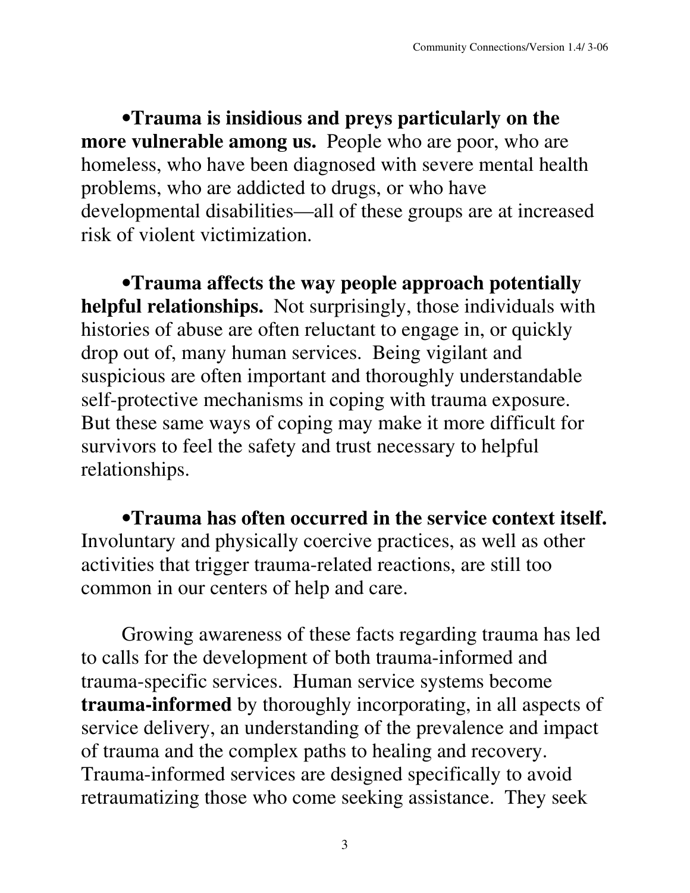•**Trauma is insidious and preys particularly on the more vulnerable among us.** People who are poor, who are homeless, who have been diagnosed with severe mental health problems, who are addicted to drugs, or who have developmental disabilities—all of these groups are at increased risk of violent victimization.

•**Trauma affects the way people approach potentially helpful relationships.** Not surprisingly, those individuals with histories of abuse are often reluctant to engage in, or quickly drop out of, many human services. Being vigilant and suspicious are often important and thoroughly understandable self-protective mechanisms in coping with trauma exposure. But these same ways of coping may make it more difficult for survivors to feel the safety and trust necessary to helpful relationships.

•**Trauma has often occurred in the service context itself.** Involuntary and physically coercive practices, as well as other activities that trigger trauma-related reactions, are still too common in our centers of help and care.

Growing awareness of these facts regarding trauma has led to calls for the development of both trauma-informed and trauma-specific services. Human service systems become **trauma-informed** by thoroughly incorporating, in all aspects of service delivery, an understanding of the prevalence and impact of trauma and the complex paths to healing and recovery. Trauma-informed services are designed specifically to avoid retraumatizing those who come seeking assistance. They seek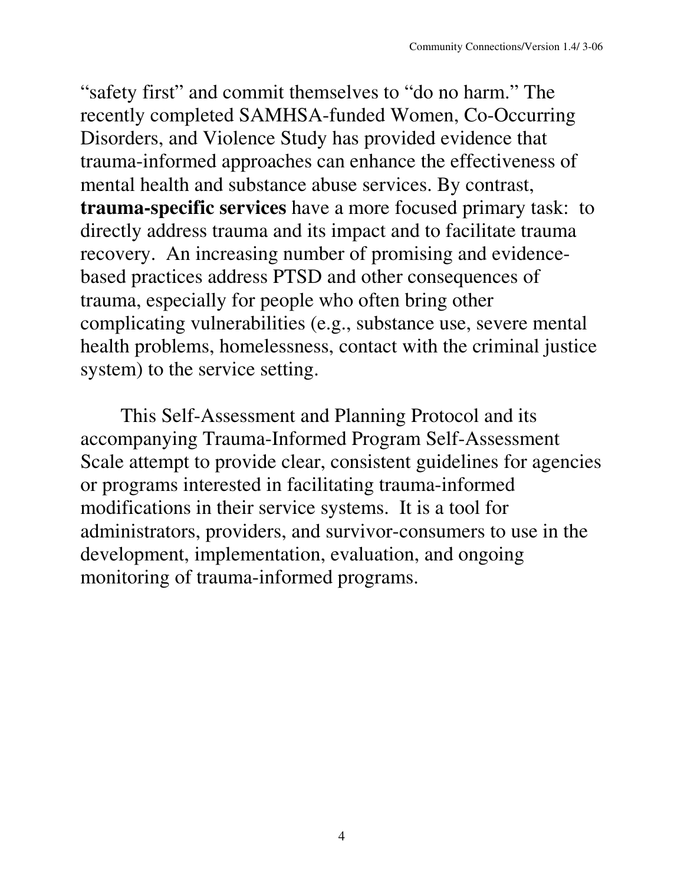"safety first" and commit themselves to "do no harm." The recently completed SAMHSA-funded Women, Co-Occurring Disorders, and Violence Study has provided evidence that trauma-informed approaches can enhance the effectiveness of mental health and substance abuse services. By contrast, **trauma-specific services** have a more focused primary task: to directly address trauma and its impact and to facilitate trauma recovery. An increasing number of promising and evidence-based practices address PTSD and other consequences of trauma, especially for people who often bring other complicating vulnerabilities (e.g., substance use, severe mental health problems, homelessness, contact with the criminal justice system) to the service setting.

This Self-Assessment and Planning Protocol and its accompanying Trauma-Informed Program Self-Assessment Scale attempt to provide clear, consistent guidelines for agencies or programs interested in facilitating trauma-informed modifications in their service systems. It is a tool for administrators, providers, and survivor-consumers to use in the development, implementation, evaluation, and ongoing monitoring of trauma-informed programs.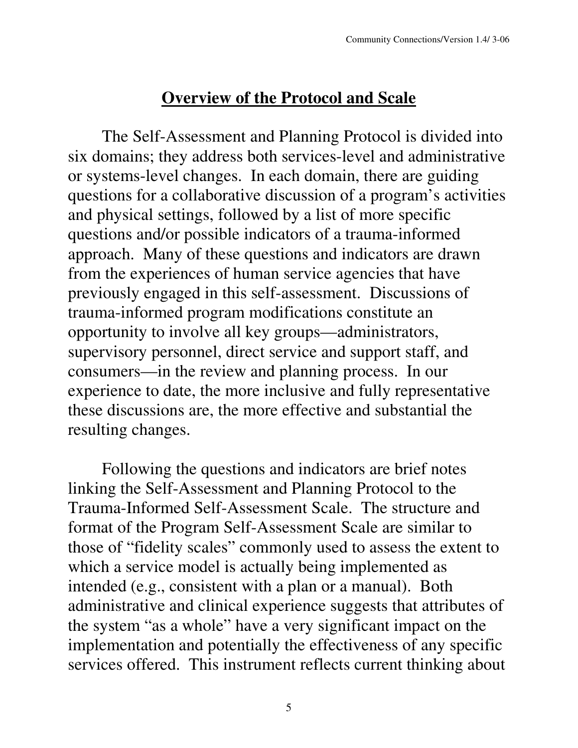## Overview of the Protocol and Scale

The Self-Assessment and Planning Protocol is divided into six domains; they address both services-level and administrative or systems-level changes. In each domain, there are guiding questions for a collaborative discussion of a program's activities and physical settings, followed by a list of more specific questions and/or possible indicators of a trauma-informed approach. Many of these questions and indicators are drawn from the experiences of human service agencies that have previously engaged in this self-assessment. Discussions of trauma-informed program modifications constitute an opportunity to involve all key groups—administrators, supervisory personnel, direct service and support staff, and consumers—in the review and planning process. In our experience to date, the more inclusive and fully representative these discussions are, the more effective and substantial the resulting changes.

Following the questions and indicators are brief notes linking the Self-Assessment and Planning Protocol to the Trauma-Informed Self-Assessment Scale. The structure and format of the Program Self-Assessment Scale are similar to those of "fidelity scales" commonly used to assess the extent to which a service model is actually being implemented as intended (e.g., consistent with a plan or a manual). Both administrative and clinical experience suggests that attributes of the system "as a whole" have a very significant impact on the implementation and potentially the effectiveness of any specific services offered. This instrument reflects current thinking about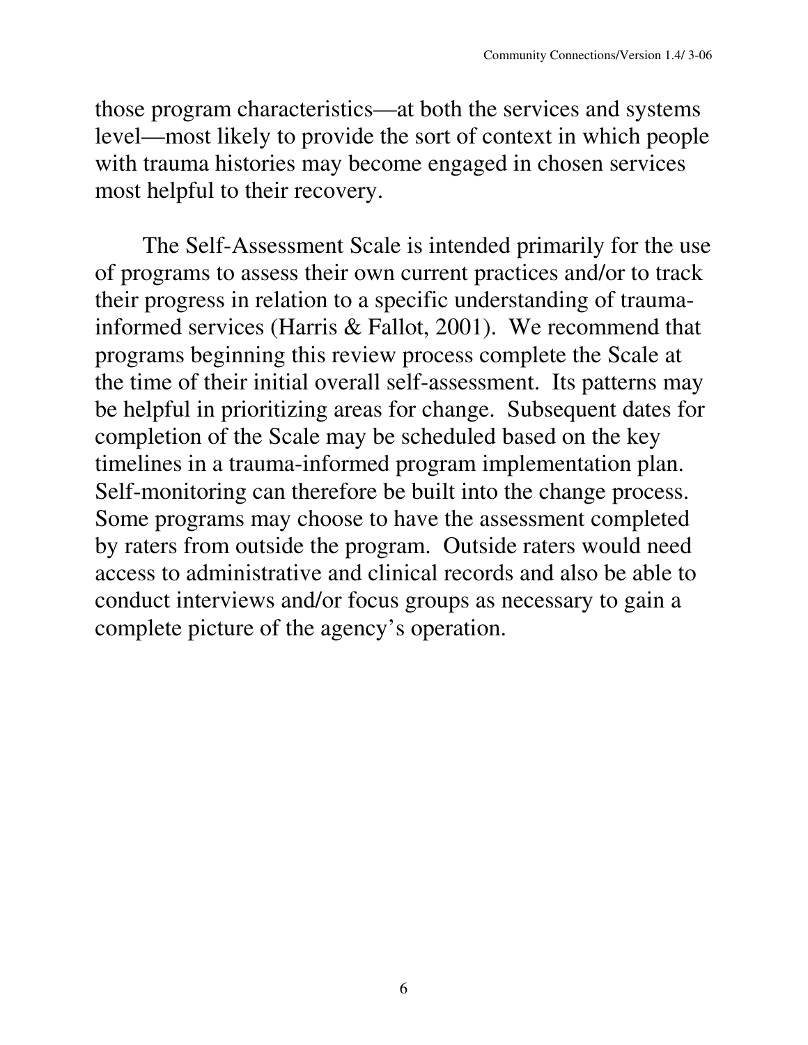those program characteristics—at both the services and systems level—most likely to provide the sort of context in which people with trauma histories may become engaged in chosen services most helpful to their recovery.

The Self-Assessment Scale is intended primarily for the use of programs to assess their own current practices and/or to track their progress in relation to a specific understanding of trauma-informed services (Harris & Fallot, 2001). We recommend that programs beginning this review process complete the Scale at the time of their initial overall self-assessment. Its patterns may be helpful in prioritizing areas for change. Subsequent dates for completion of the Scale may be scheduled based on the key timelines in a trauma-informed program implementation plan. Self-monitoring can therefore be built into the change process. Some programs may choose to have the assessment completed by raters from outside the program. Outside raters would need access to administrative and clinical records and also be able to conduct interviews and/or focus groups as necessary to gain a complete picture of the agency's operation.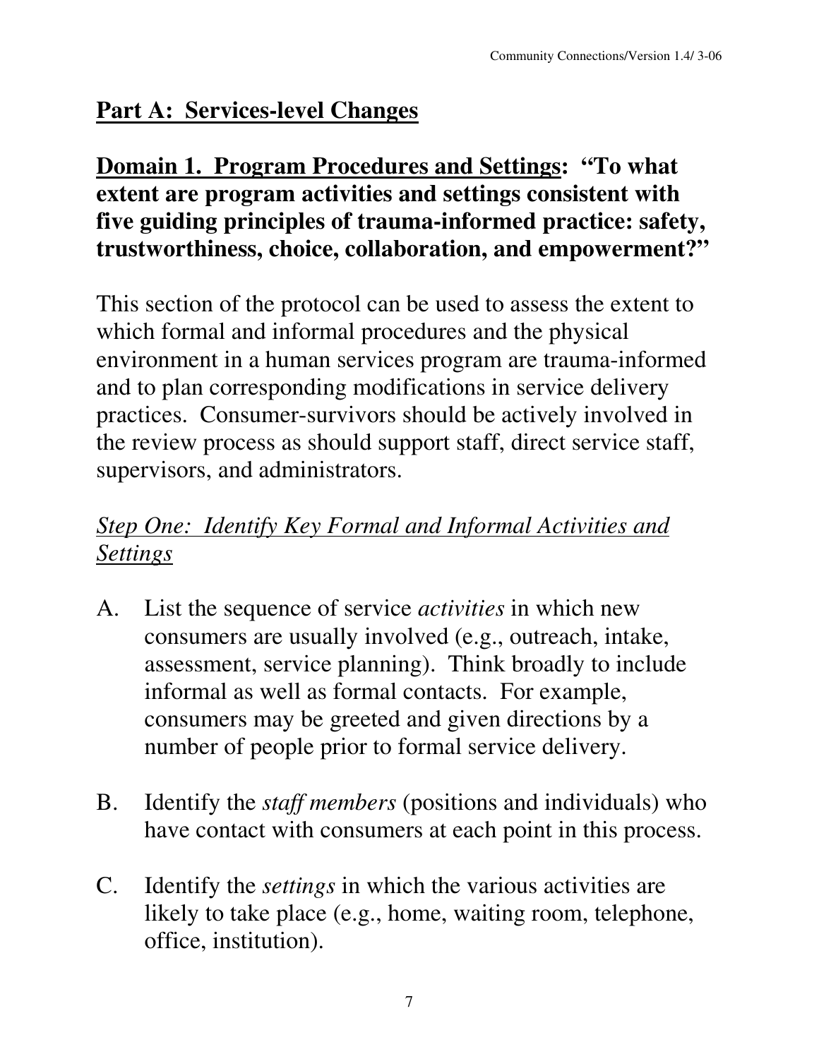## <u>Part A: Services-level Changes</u>

### <u>Domain 1. Program Procedures and Settings</u>: "To what extent are program activities and settings consistent with five guiding principles of trauma-informed practice: safety, trustworthiness, choice, collaboration, and empowerment?"

This section of the protocol can be used to assess the extent to which formal and informal procedures and the physical environment in a human services program are trauma-informed and to plan corresponding modifications in service delivery practices. Consumer-survivors should be actively involved in the review process as should support staff, direct service staff, supervisors, and administrators.

*<u>Step One: Identify Key Formal and Informal Activities and Settings</u>*

A. List the sequence of service *activities* in which new consumers are usually involved (e.g., outreach, intake, assessment, service planning). Think broadly to include informal as well as formal contacts. For example, consumers may be greeted and given directions by a number of people prior to formal service delivery.

B. Identify the *staff members* (positions and individuals) who have contact with consumers at each point in this process.

C. Identify the *settings* in which the various activities are likely to take place (e.g., home, waiting room, telephone, office, institution).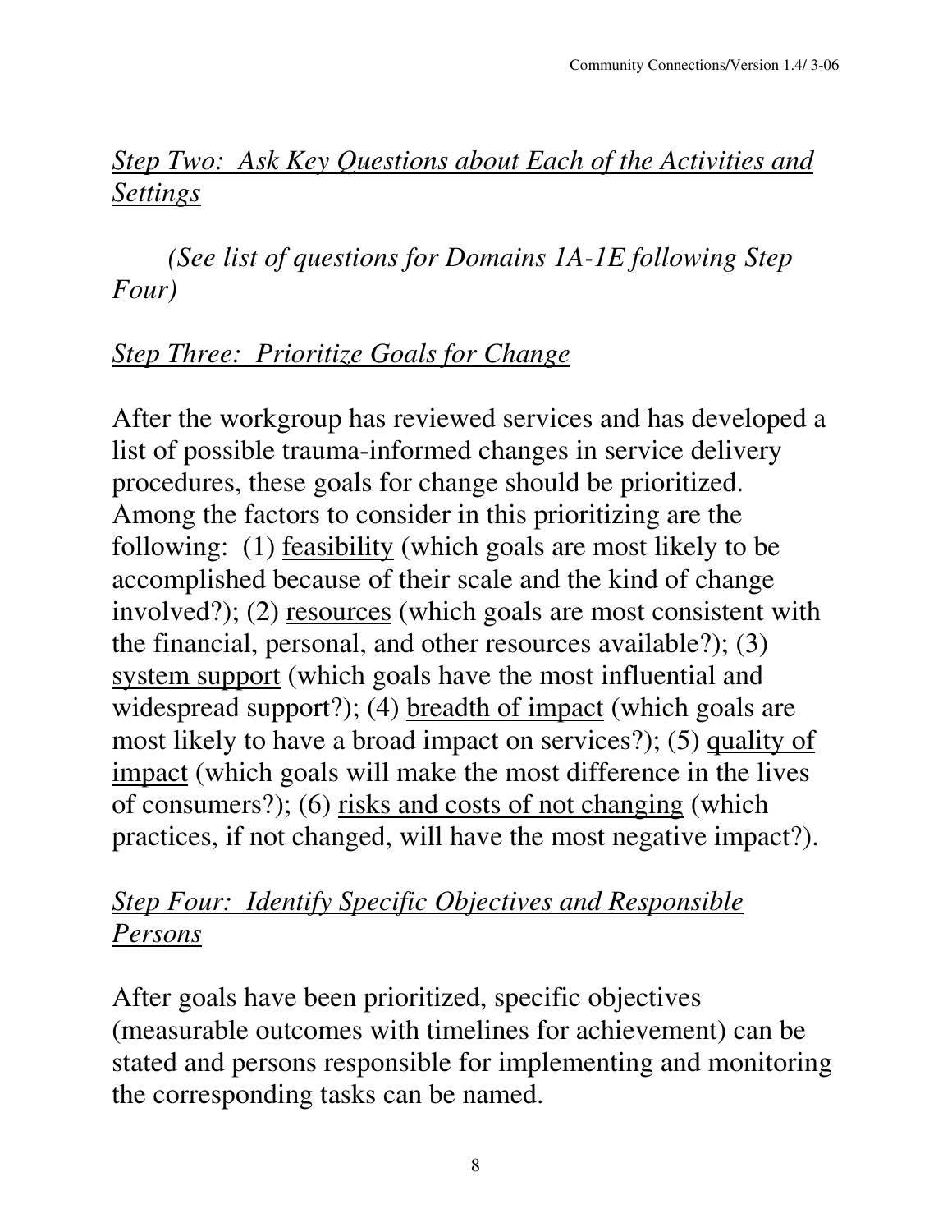## *Step Two: Ask Key Questions about Each of the Activities and Settings*

*(See list of questions for Domains 1A-1E following Step Four)*

## *Step Three: Prioritize Goals for Change*

After the workgroup has reviewed services and has developed a list of possible trauma-informed changes in service delivery procedures, these goals for change should be prioritized. Among the factors to consider in this prioritizing are the following: (1) feasibility (which goals are most likely to be accomplished because of their scale and the kind of change involved?); (2) resources (which goals are most consistent with the financial, personal, and other resources available?); (3) system support (which goals have the most influential and widespread support?); (4) breadth of impact (which goals are most likely to have a broad impact on services?); (5) quality of impact (which goals will make the most difference in the lives of consumers?); (6) risks and costs of not changing (which practices, if not changed, will have the most negative impact?).

## *Step Four: Identify Specific Objectives and Responsible Persons*

After goals have been prioritized, specific objectives (measurable outcomes with timelines for achievement) can be stated and persons responsible for implementing and monitoring the corresponding tasks can be named.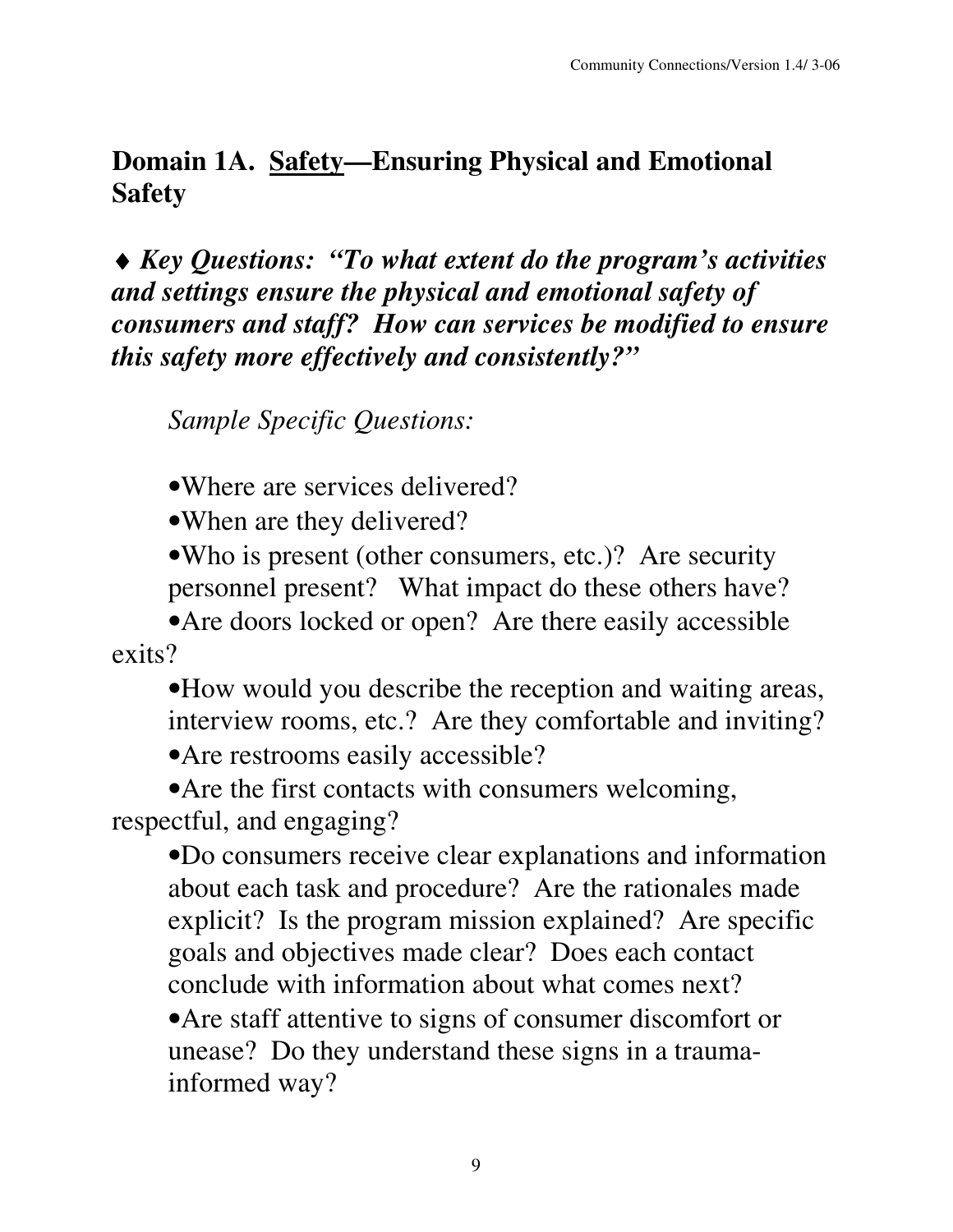## Domain 1A. <u>Safety</u>—Ensuring Physical and Emotional Safety

♦ ***Key Questions: "To what extent do the program's activities and settings ensure the physical and emotional safety of consumers and staff? How can services be modified to ensure this safety more effectively and consistently?"***

*Sample Specific Questions:*

- Where are services delivered?
- When are they delivered?
- Who is present (other consumers, etc.)? Are security personnel present? What impact do these others have?
- Are doors locked or open? Are there easily accessible exits?
- How would you describe the reception and waiting areas, interview rooms, etc.? Are they comfortable and inviting?
- Are restrooms easily accessible?
- Are the first contacts with consumers welcoming, respectful, and engaging?
- Do consumers receive clear explanations and information about each task and procedure? Are the rationales made explicit? Is the program mission explained? Are specific goals and objectives made clear? Does each contact conclude with information about what comes next?
- Are staff attentive to signs of consumer discomfort or unease? Do they understand these signs in a trauma-informed way?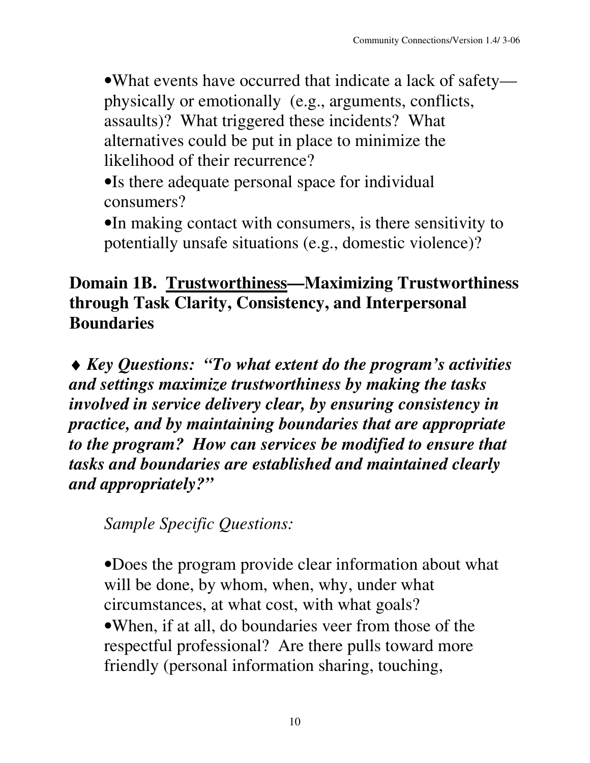- What events have occurred that indicate a lack of safety—physically or emotionally (e.g., arguments, conflicts, assaults)? What triggered these incidents? What alternatives could be put in place to minimize the likelihood of their recurrence?
- Is there adequate personal space for individual consumers?
- In making contact with consumers, is there sensitivity to potentially unsafe situations (e.g., domestic violence)?

## Domain 1B. <u>Trustworthiness</u>—Maximizing Trustworthiness through Task Clarity, Consistency, and Interpersonal Boundaries

♦ ***Key Questions: "To what extent do the program's activities and settings maximize trustworthiness by making the tasks involved in service delivery clear, by ensuring consistency in practice, and by maintaining boundaries that are appropriate to the program? How can services be modified to ensure that tasks and boundaries are established and maintained clearly and appropriately?"***

*Sample Specific Questions:*

- Does the program provide clear information about what will be done, by whom, when, why, under what circumstances, at what cost, with what goals?
- When, if at all, do boundaries veer from those of the respectful professional? Are there pulls toward more friendly (personal information sharing, touching,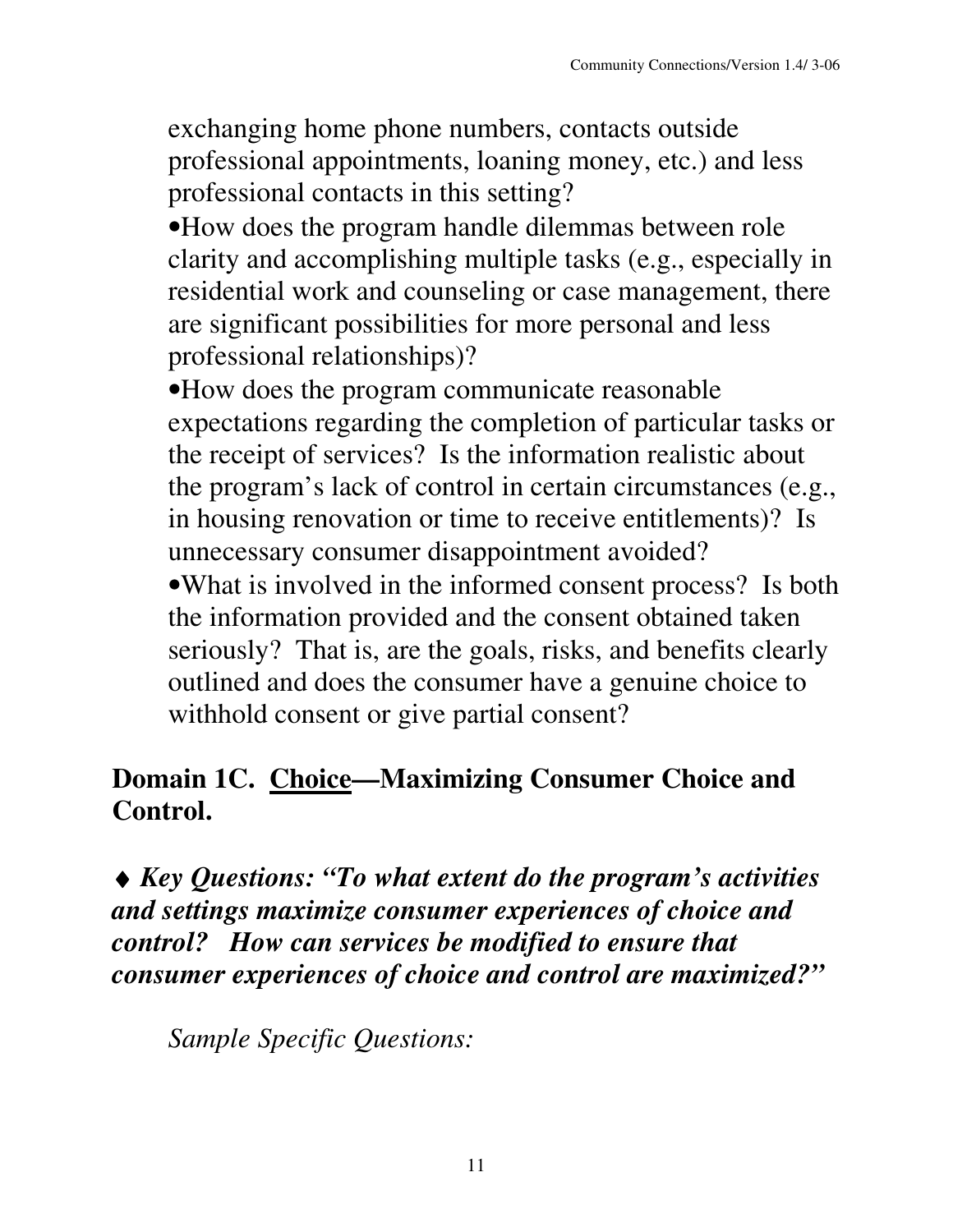exchanging home phone numbers, contacts outside professional appointments, loaning money, etc.) and less professional contacts in this setting?

- How does the program handle dilemmas between role clarity and accomplishing multiple tasks (e.g., especially in residential work and counseling or case management, there are significant possibilities for more personal and less professional relationships)?
- How does the program communicate reasonable expectations regarding the completion of particular tasks or the receipt of services? Is the information realistic about the program's lack of control in certain circumstances (e.g., in housing renovation or time to receive entitlements)? Is unnecessary consumer disappointment avoided?
- What is involved in the informed consent process? Is both the information provided and the consent obtained taken seriously? That is, are the goals, risks, and benefits clearly outlined and does the consumer have a genuine choice to withhold consent or give partial consent?

## Domain 1C. <u>Choice</u>—Maximizing Consumer Choice and Control.

♦ ***Key Questions: "To what extent do the program's activities and settings maximize consumer experiences of choice and control? How can services be modified to ensure that consumer experiences of choice and control are maximized?"***

*Sample Specific Questions:*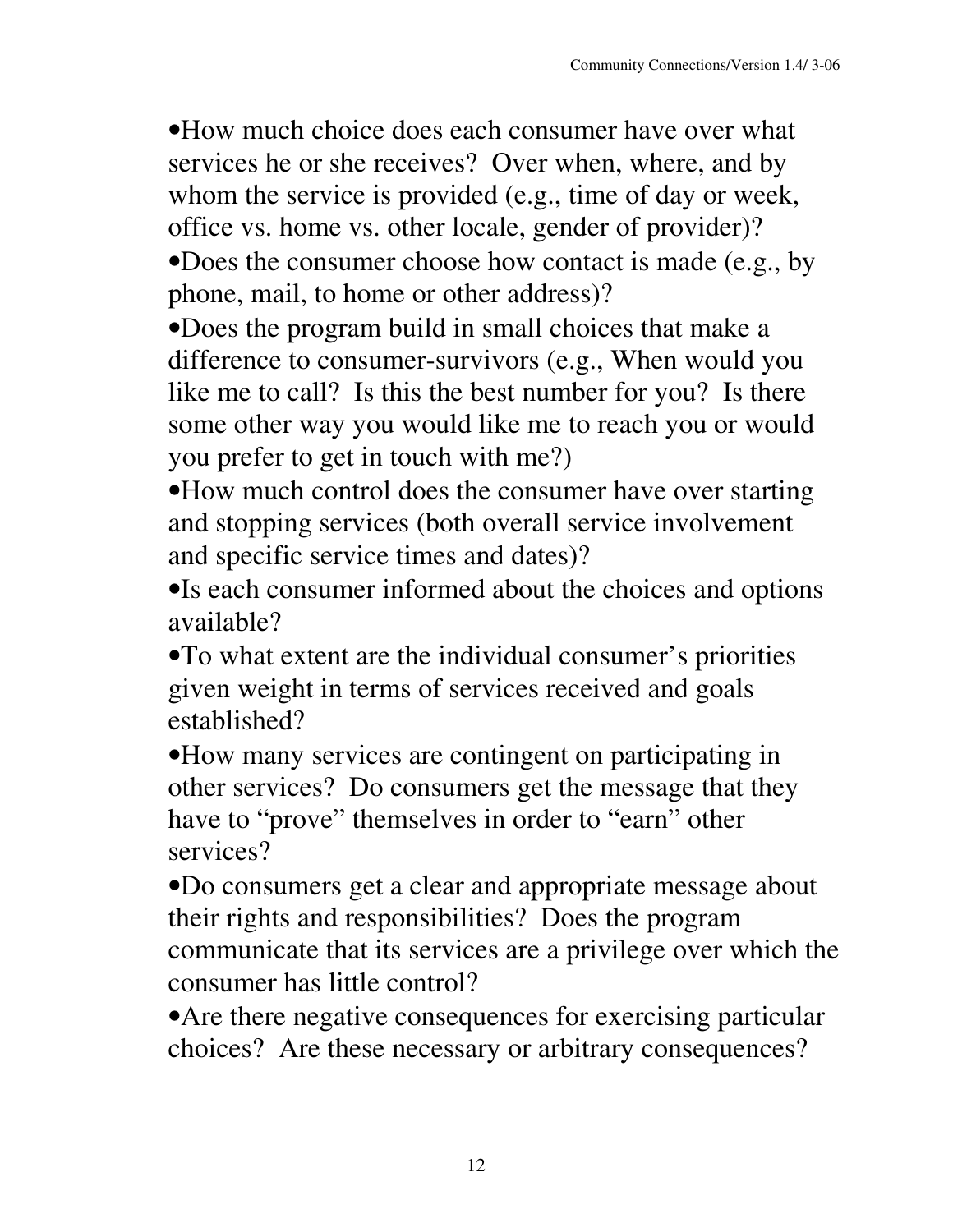- How much choice does each consumer have over what services he or she receives? Over when, where, and by whom the service is provided (e.g., time of day or week, office vs. home vs. other locale, gender of provider)?
- Does the consumer choose how contact is made (e.g., by phone, mail, to home or other address)?
- Does the program build in small choices that make a difference to consumer-survivors (e.g., When would you like me to call? Is this the best number for you? Is there some other way you would like me to reach you or would you prefer to get in touch with me?)
- How much control does the consumer have over starting and stopping services (both overall service involvement and specific service times and dates)?
- Is each consumer informed about the choices and options available?
- To what extent are the individual consumer's priorities given weight in terms of services received and goals established?
- How many services are contingent on participating in other services? Do consumers get the message that they have to "prove" themselves in order to "earn" other services?
- Do consumers get a clear and appropriate message about their rights and responsibilities? Does the program communicate that its services are a privilege over which the consumer has little control?
- Are there negative consequences for exercising particular choices? Are these necessary or arbitrary consequences?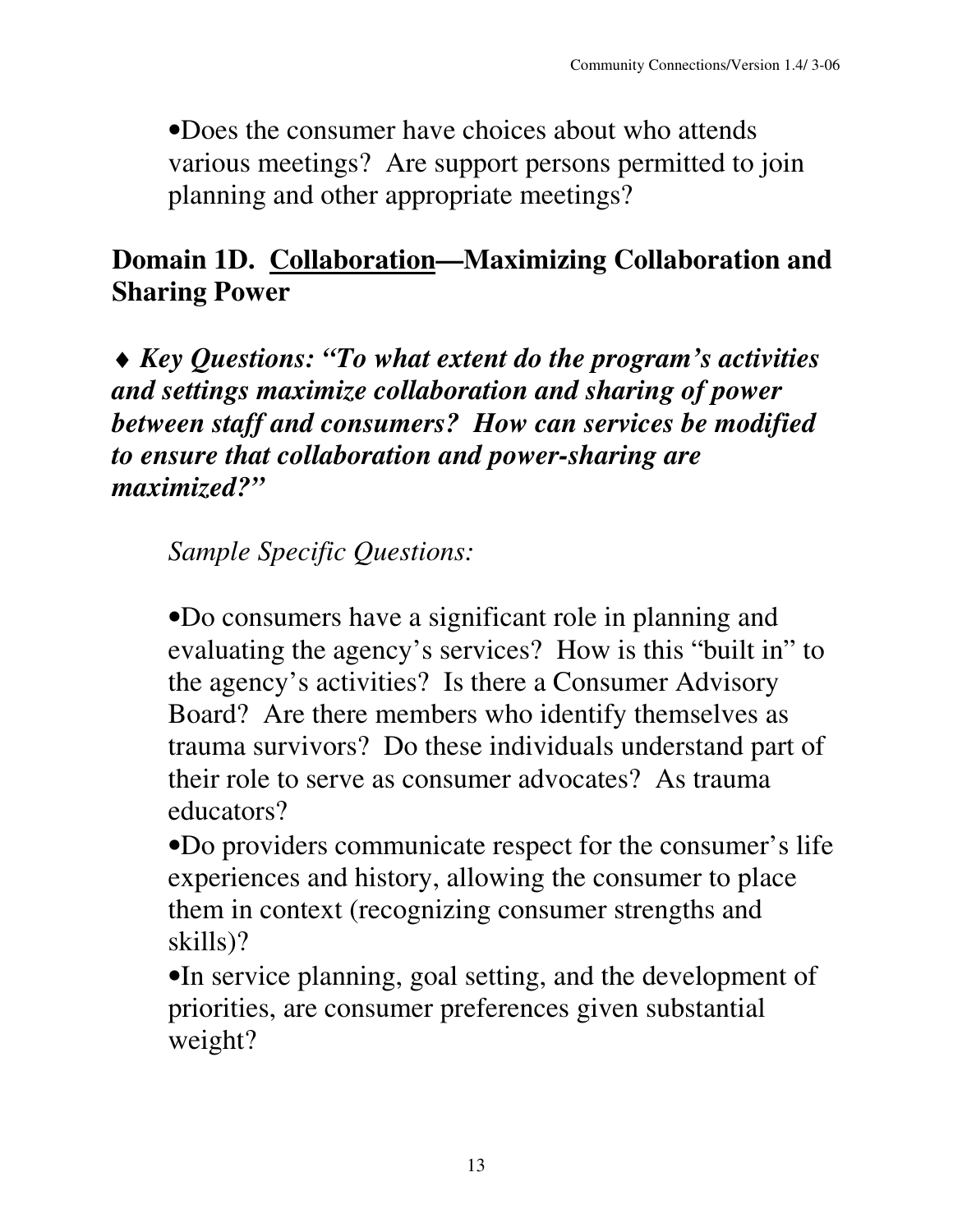- Does the consumer have choices about who attends various meetings? Are support persons permitted to join planning and other appropriate meetings?

## Domain 1D. Collaboration—Maximizing Collaboration and Sharing Power

♦ ***Key Questions: "To what extent do the program's activities and settings maximize collaboration and sharing of power between staff and consumers? How can services be modified to ensure that collaboration and power-sharing are maximized?"***

*Sample Specific Questions:*

- Do consumers have a significant role in planning and evaluating the agency's services? How is this "built in" to the agency's activities? Is there a Consumer Advisory Board? Are there members who identify themselves as trauma survivors? Do these individuals understand part of their role to serve as consumer advocates? As trauma educators?
- Do providers communicate respect for the consumer's life experiences and history, allowing the consumer to place them in context (recognizing consumer strengths and skills)?
- In service planning, goal setting, and the development of priorities, are consumer preferences given substantial weight?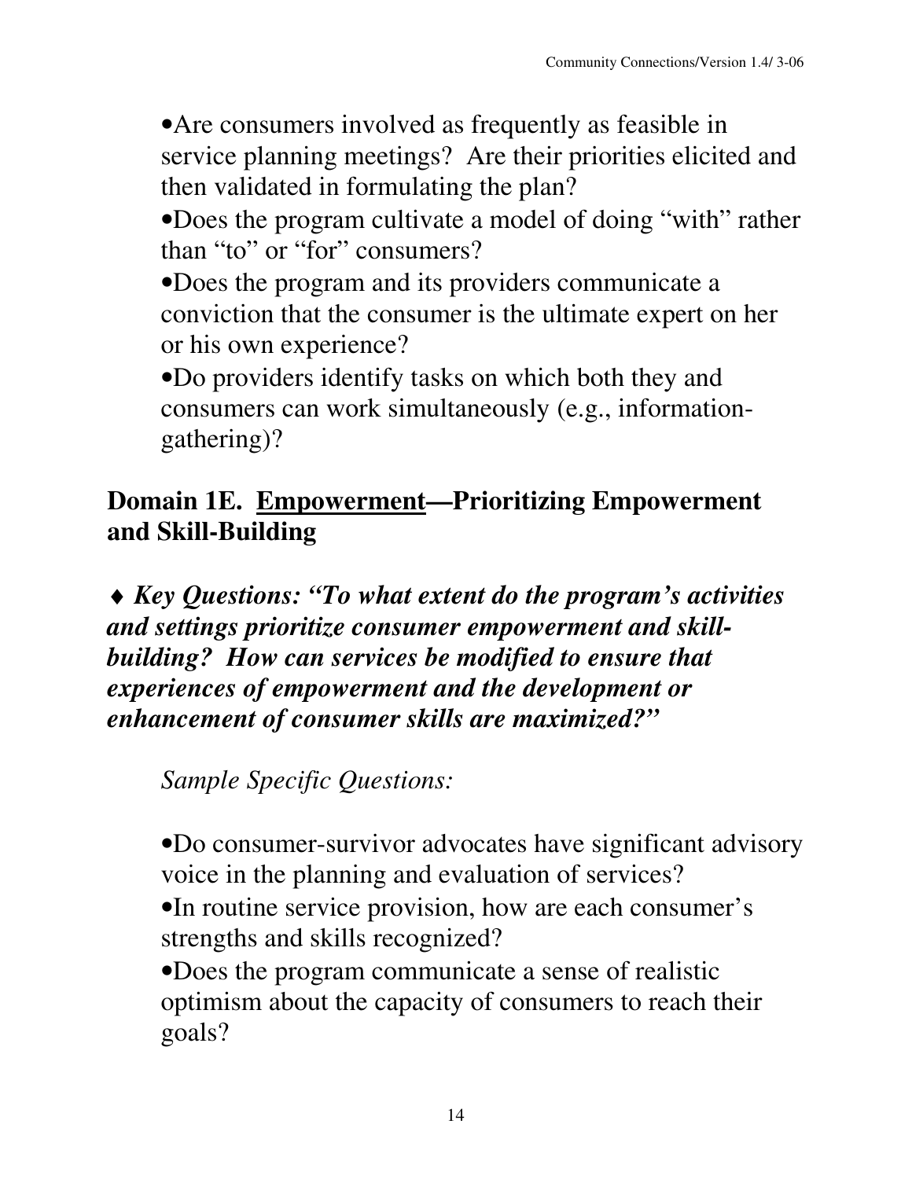- Are consumers involved as frequently as feasible in service planning meetings? Are their priorities elicited and then validated in formulating the plan?
- Does the program cultivate a model of doing "with" rather than "to" or "for" consumers?
- Does the program and its providers communicate a conviction that the consumer is the ultimate expert on her or his own experience?
- Do providers identify tasks on which both they and consumers can work simultaneously (e.g., information-gathering)?

## Domain 1E. <u>Empowerment</u>—Prioritizing Empowerment and Skill-Building

♦ ***Key Questions: "To what extent do the program's activities and settings prioritize consumer empowerment and skill-building? How can services be modified to ensure that experiences of empowerment and the development or enhancement of consumer skills are maximized?"***

*Sample Specific Questions:*

- Do consumer-survivor advocates have significant advisory voice in the planning and evaluation of services?
- In routine service provision, how are each consumer's strengths and skills recognized?
- Does the program communicate a sense of realistic optimism about the capacity of consumers to reach their goals?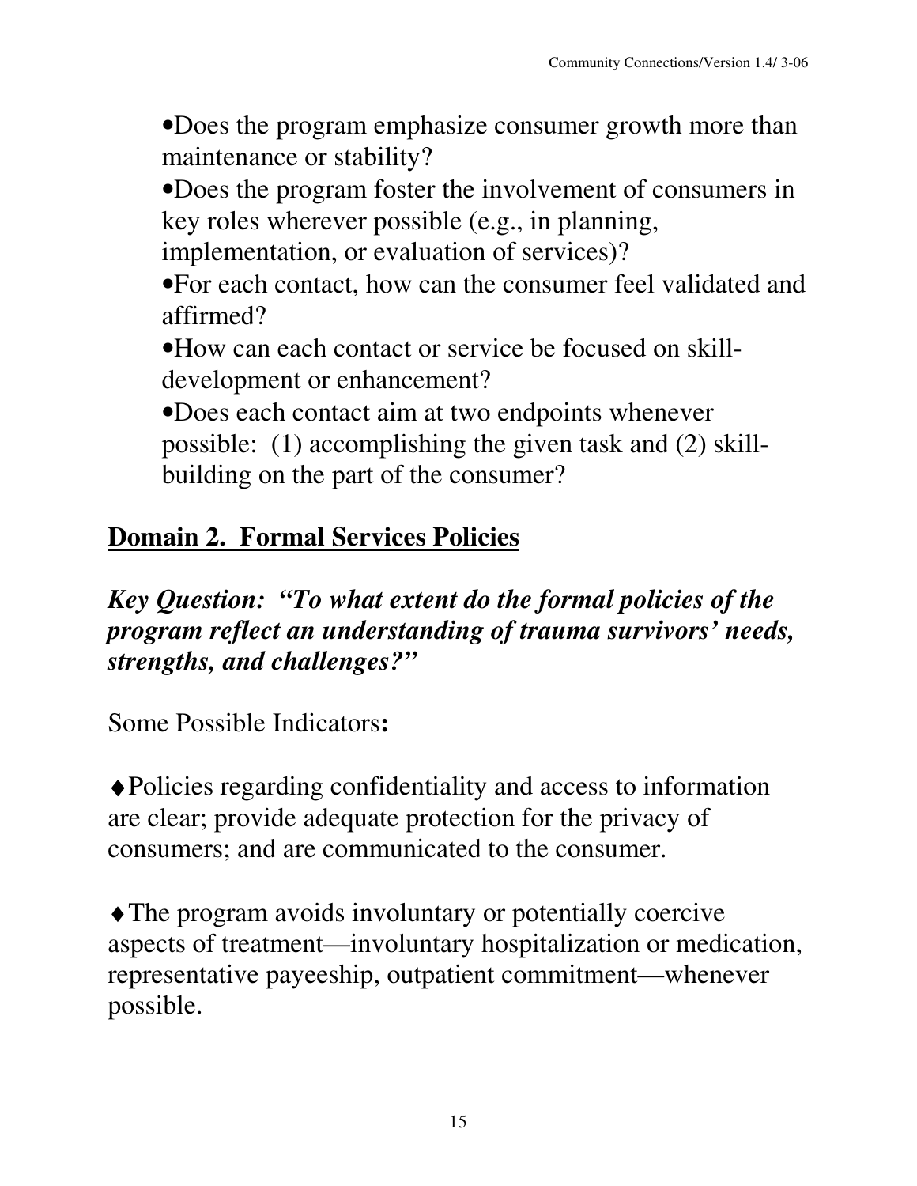- Does the program emphasize consumer growth more than maintenance or stability?
- Does the program foster the involvement of consumers in key roles wherever possible (e.g., in planning, implementation, or evaluation of services)?
- For each contact, how can the consumer feel validated and affirmed?
- How can each contact or service be focused on skill-development or enhancement?
- Does each contact aim at two endpoints whenever possible: (1) accomplishing the given task and (2) skill-building on the part of the consumer?

## Domain 2. Formal Services Policies

***Key Question: "To what extent do the formal policies of the program reflect an understanding of trauma survivors' needs, strengths, and challenges?"***

Some Possible Indicators**:**

♦ Policies regarding confidentiality and access to information are clear; provide adequate protection for the privacy of consumers; and are communicated to the consumer.

♦ The program avoids involuntary or potentially coercive aspects of treatment—involuntary hospitalization or medication, representative payeeship, outpatient commitment—whenever possible.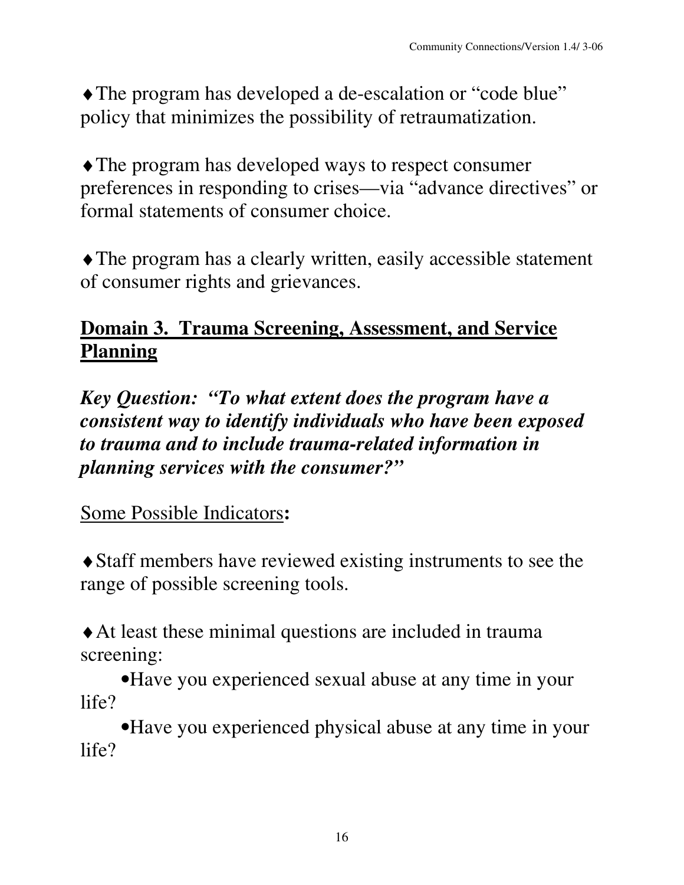♦ The program has developed a de-escalation or "code blue" policy that minimizes the possibility of retraumatization.

♦ The program has developed ways to respect consumer preferences in responding to crises—via "advance directives" or formal statements of consumer choice.

♦ The program has a clearly written, easily accessible statement of consumer rights and grievances.

## Domain 3. Trauma Screening, Assessment, and Service Planning

***Key Question: "To what extent does the program have a consistent way to identify individuals who have been exposed to trauma and to include trauma-related information in planning services with the consumer?"***

Some Possible Indicators**:**

♦ Staff members have reviewed existing instruments to see the range of possible screening tools.

♦ At least these minimal questions are included in trauma screening:

- Have you experienced sexual abuse at any time in your life?
- Have you experienced physical abuse at any time in your life?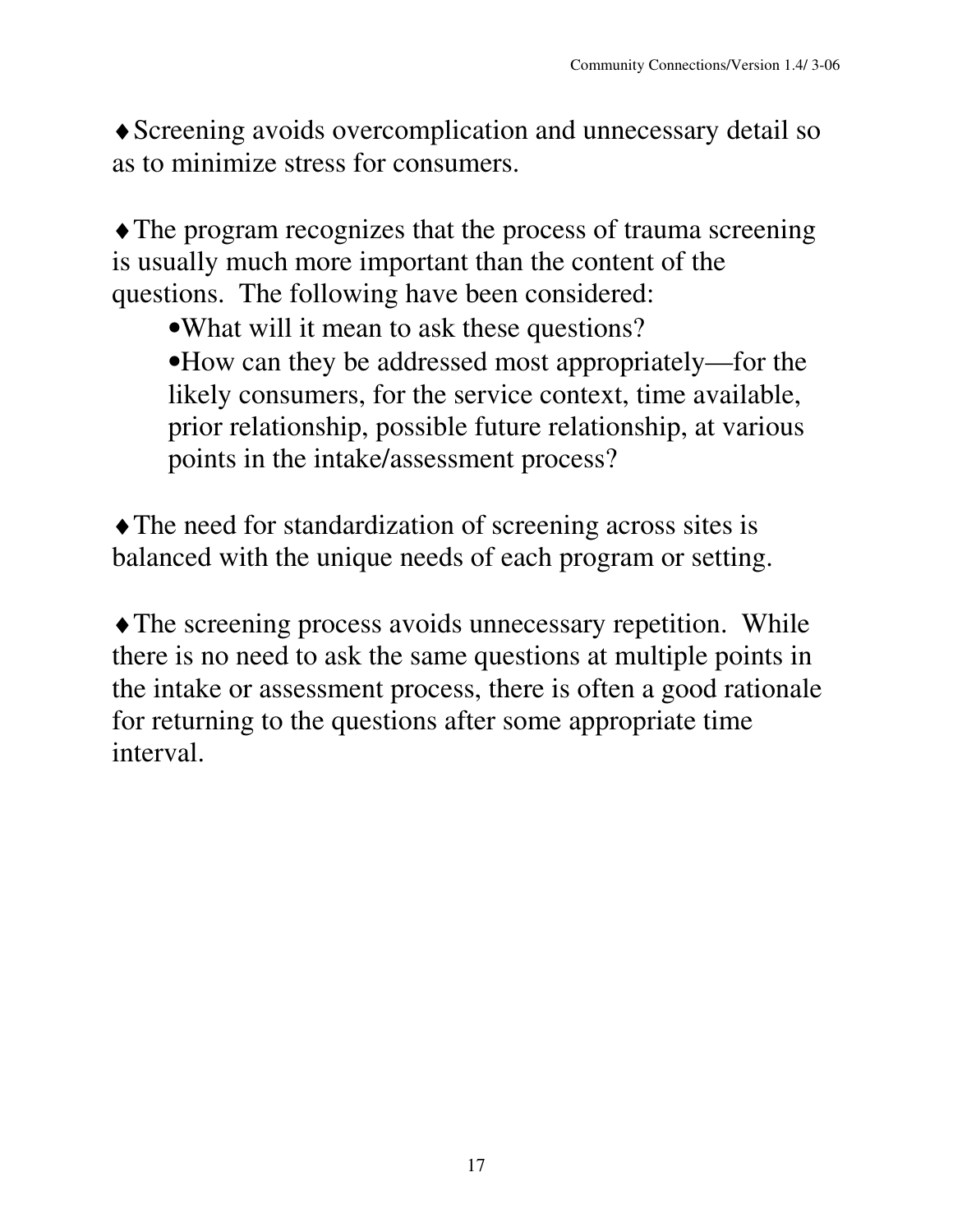♦ Screening avoids overcomplication and unnecessary detail so as to minimize stress for consumers.

♦ The program recognizes that the process of trauma screening is usually much more important than the content of the questions. The following have been considered:

- What will it mean to ask these questions?
- How can they be addressed most appropriately—for the likely consumers, for the service context, time available, prior relationship, possible future relationship, at various points in the intake/assessment process?

♦ The need for standardization of screening across sites is balanced with the unique needs of each program or setting.

♦ The screening process avoids unnecessary repetition. While there is no need to ask the same questions at multiple points in the intake or assessment process, there is often a good rationale for returning to the questions after some appropriate time interval.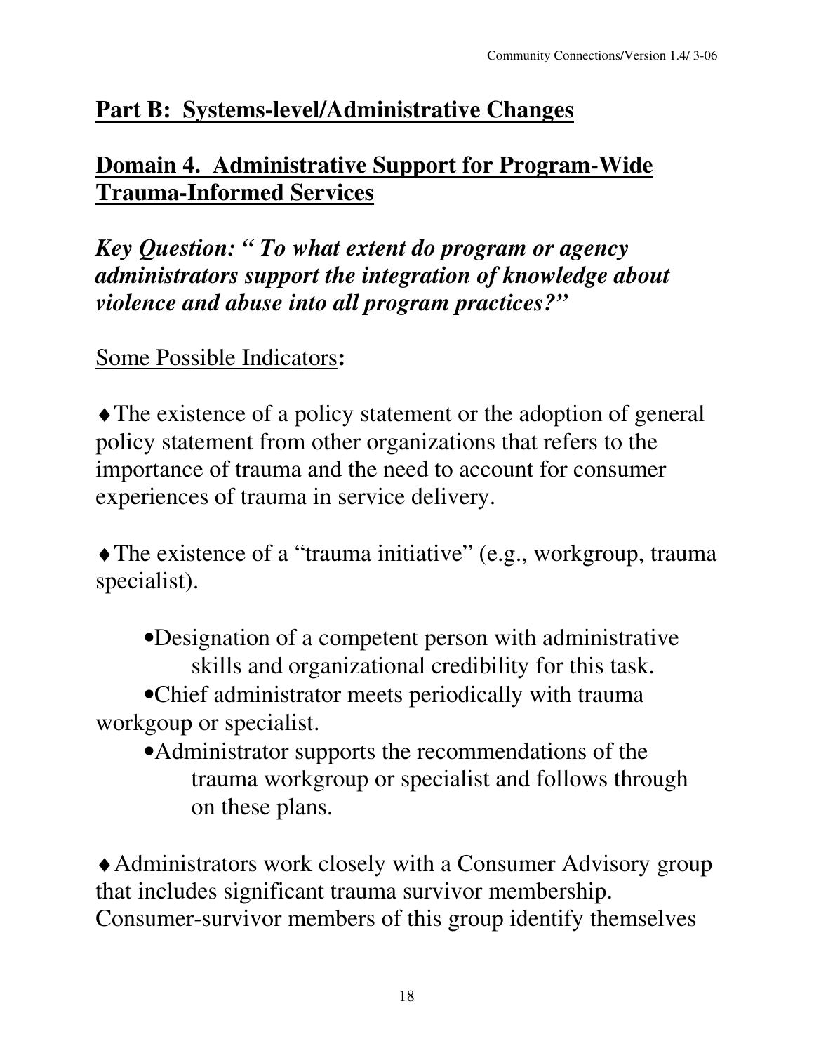## Part B: Systems-level/Administrative Changes

## Domain 4. Administrative Support for Program-Wide Trauma-Informed Services

***Key Question: " To what extent do program or agency administrators support the integration of knowledge about violence and abuse into all program practices?"***

Some Possible Indicators**:**

♦ The existence of a policy statement or the adoption of general policy statement from other organizations that refers to the importance of trauma and the need to account for consumer experiences of trauma in service delivery.

♦ The existence of a "trauma initiative" (e.g., workgroup, trauma specialist).

- Designation of a competent person with administrative skills and organizational credibility for this task.
- Chief administrator meets periodically with trauma workgoup or specialist.
- Administrator supports the recommendations of the trauma workgroup or specialist and follows through on these plans.

♦ Administrators work closely with a Consumer Advisory group that includes significant trauma survivor membership. Consumer-survivor members of this group identify themselves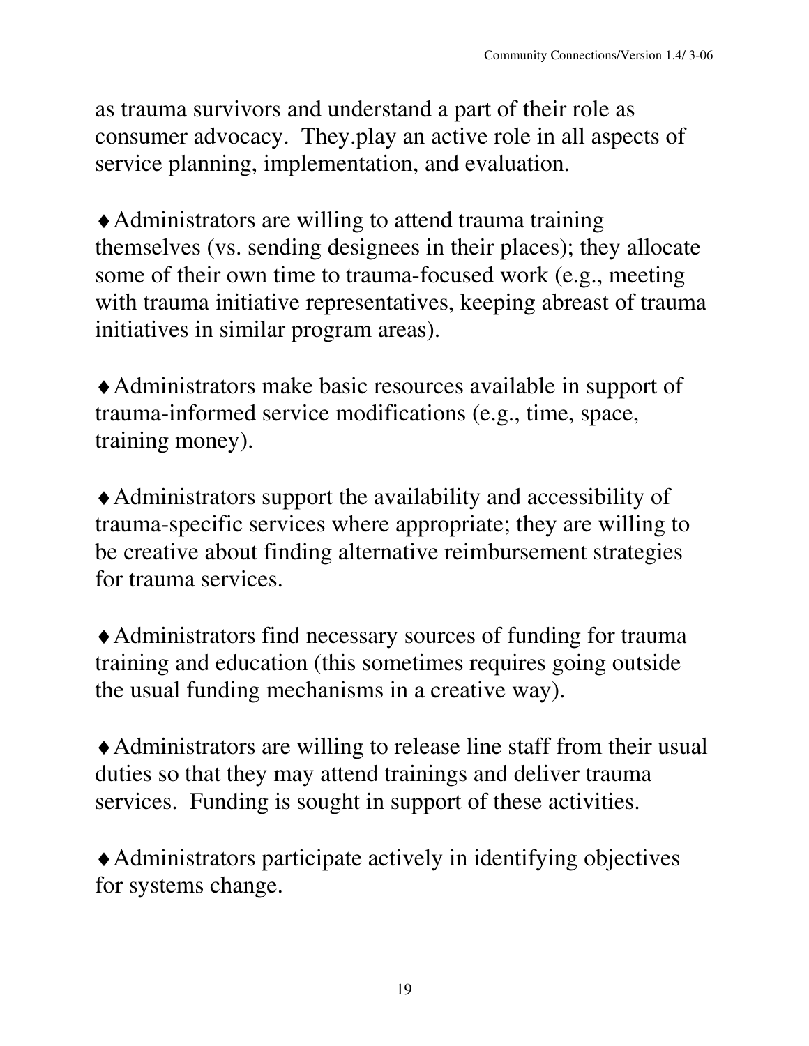as trauma survivors and understand a part of their role as consumer advocacy. They.play an active role in all aspects of service planning, implementation, and evaluation.

♦ Administrators are willing to attend trauma training themselves (vs. sending designees in their places); they allocate some of their own time to trauma-focused work (e.g., meeting with trauma initiative representatives, keeping abreast of trauma initiatives in similar program areas).

♦ Administrators make basic resources available in support of trauma-informed service modifications (e.g., time, space, training money).

♦ Administrators support the availability and accessibility of trauma-specific services where appropriate; they are willing to be creative about finding alternative reimbursement strategies for trauma services.

♦ Administrators find necessary sources of funding for trauma training and education (this sometimes requires going outside the usual funding mechanisms in a creative way).

♦ Administrators are willing to release line staff from their usual duties so that they may attend trainings and deliver trauma services. Funding is sought in support of these activities.

♦ Administrators participate actively in identifying objectives for systems change.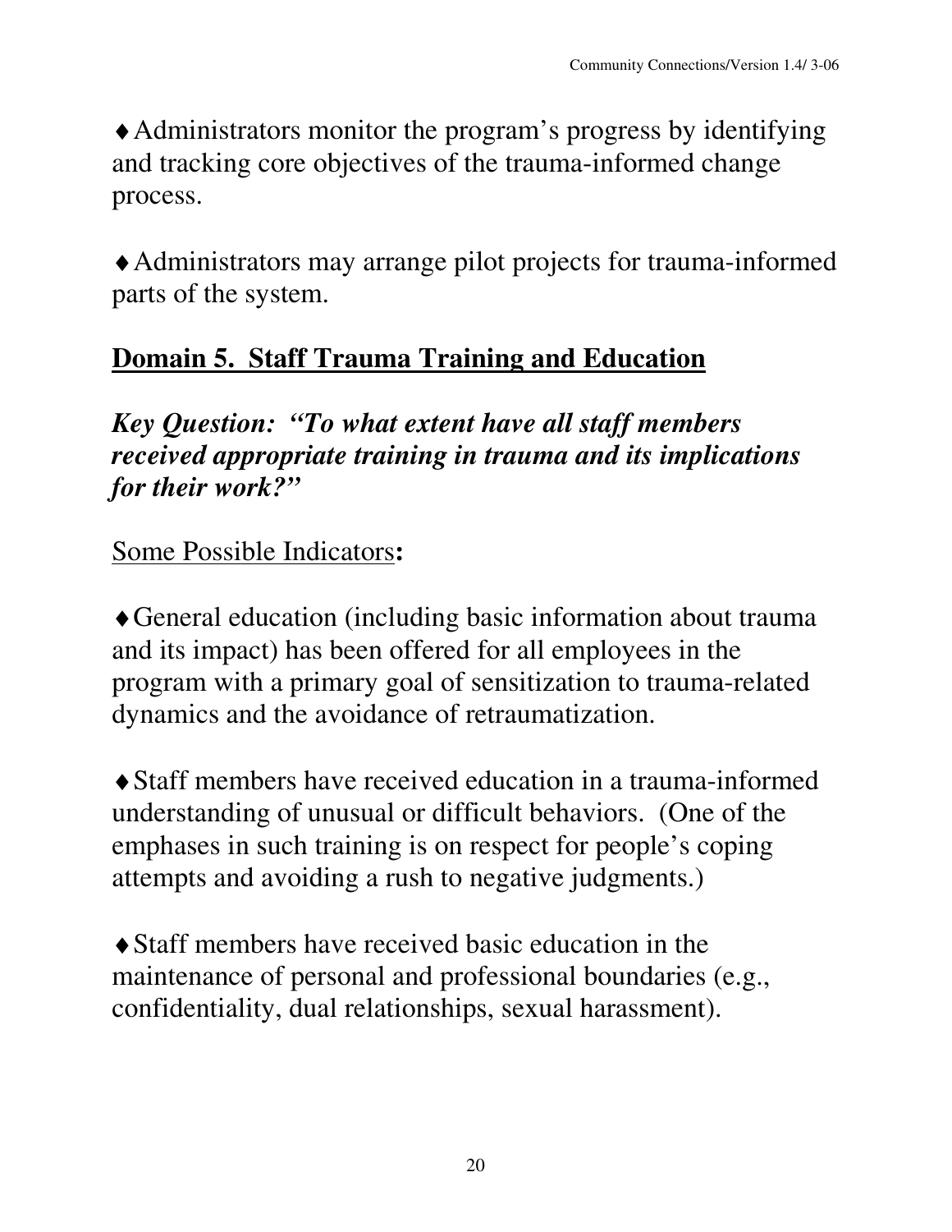♦ Administrators monitor the program's progress by identifying and tracking core objectives of the trauma-informed change process.

♦ Administrators may arrange pilot projects for trauma-informed parts of the system.

## Domain 5. Staff Trauma Training and Education

***Key Question: "To what extent have all staff members received appropriate training in trauma and its implications for their work?"***

Some Possible Indicators**:**

♦ General education (including basic information about trauma and its impact) has been offered for all employees in the program with a primary goal of sensitization to trauma-related dynamics and the avoidance of retraumatization.

♦ Staff members have received education in a trauma-informed understanding of unusual or difficult behaviors. (One of the emphases in such training is on respect for people's coping attempts and avoiding a rush to negative judgments.)

♦ Staff members have received basic education in the maintenance of personal and professional boundaries (e.g., confidentiality, dual relationships, sexual harassment).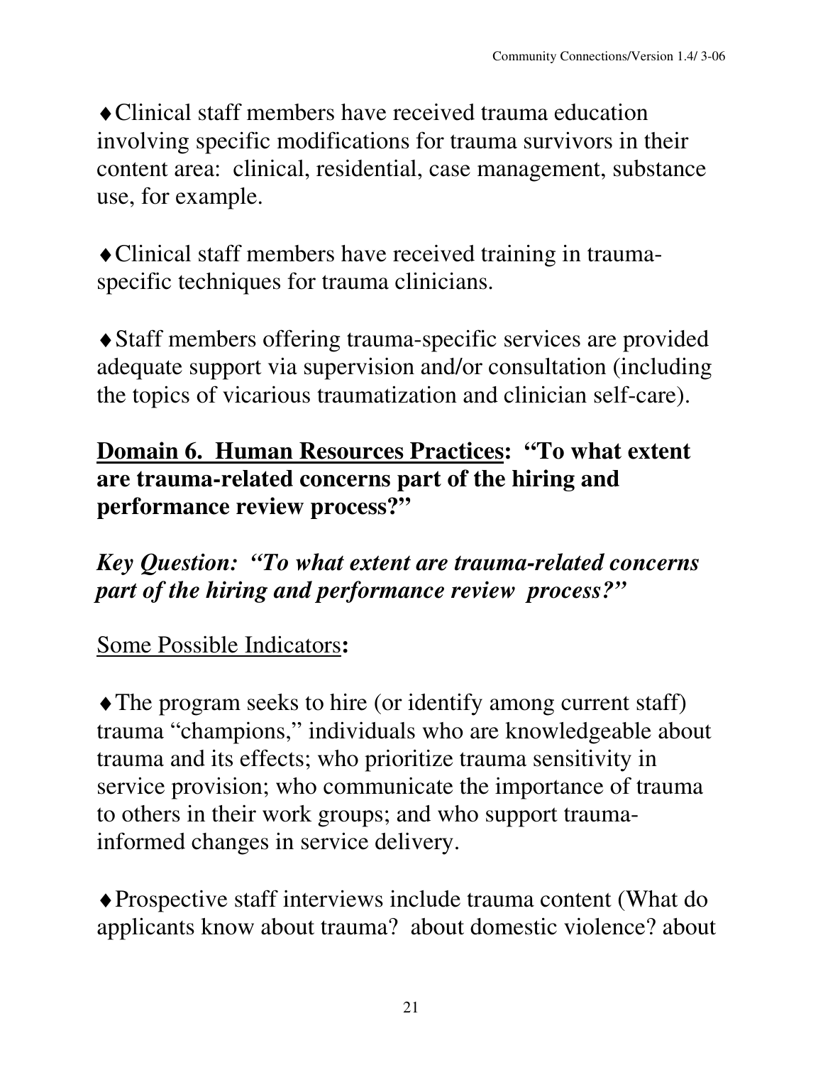♦Clinical staff members have received trauma education involving specific modifications for trauma survivors in their content area: clinical, residential, case management, substance use, for example.

♦Clinical staff members have received training in trauma-specific techniques for trauma clinicians.

♦Staff members offering trauma-specific services are provided adequate support via supervision and/or consultation (including the topics of vicarious traumatization and clinician self-care).

## <u>Domain 6. Human Resources Practices</u>: "To what extent are trauma-related concerns part of the hiring and performance review process?"

***Key Question: "To what extent are trauma-related concerns part of the hiring and performance review process?"***

<u>Some Possible Indicators</u>**:**

♦The program seeks to hire (or identify among current staff) trauma "champions," individuals who are knowledgeable about trauma and its effects; who prioritize trauma sensitivity in service provision; who communicate the importance of trauma to others in their work groups; and who support trauma-informed changes in service delivery.

♦Prospective staff interviews include trauma content (What do applicants know about trauma? about domestic violence? about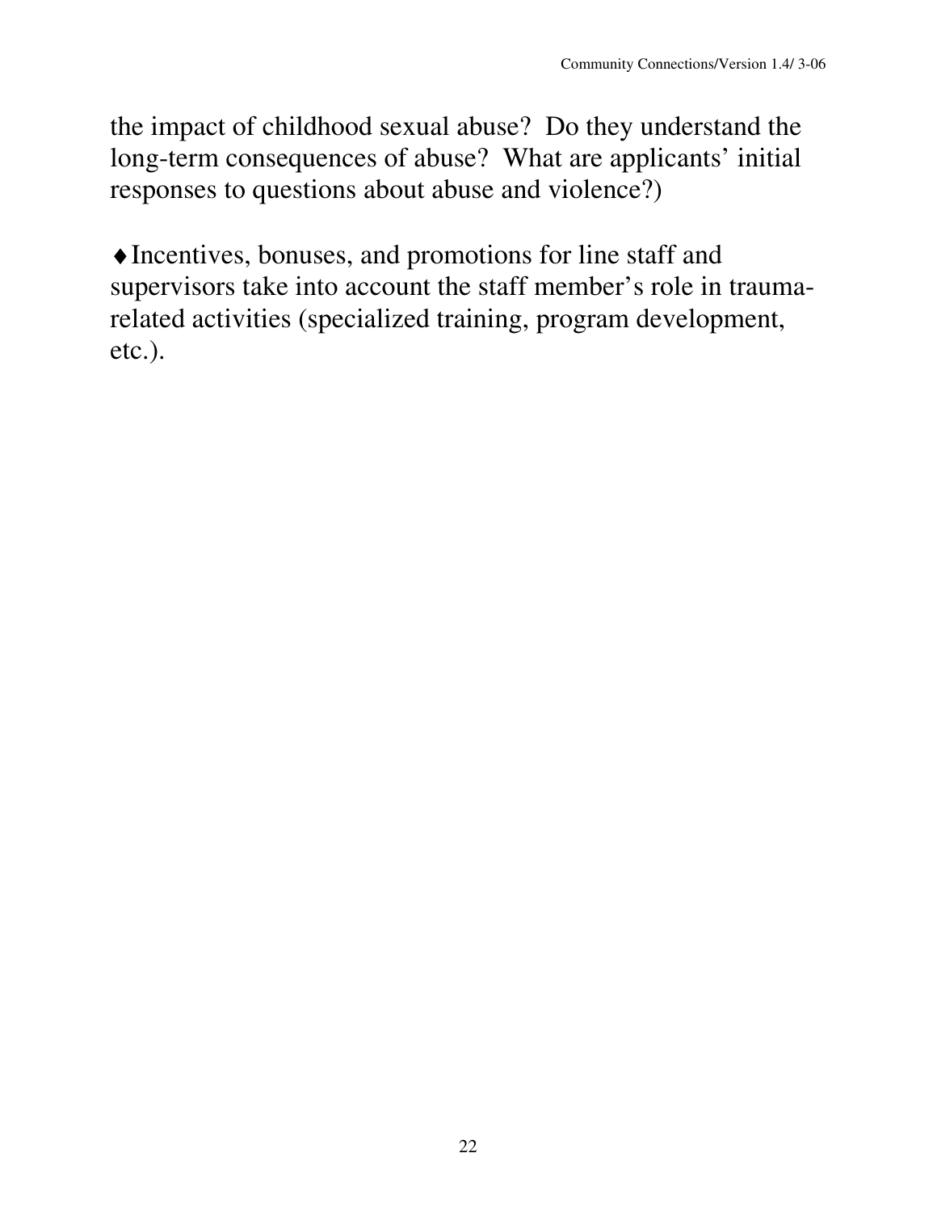the impact of childhood sexual abuse? Do they understand the long-term consequences of abuse? What are applicants' initial responses to questions about abuse and violence?)

♦ Incentives, bonuses, and promotions for line staff and supervisors take into account the staff member's role in trauma-related activities (specialized training, program development, etc.).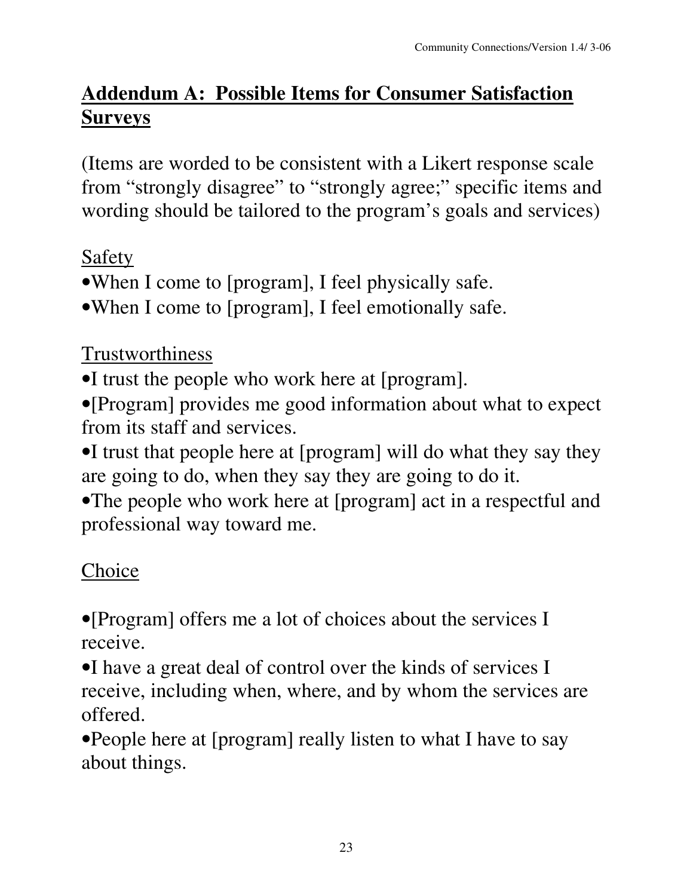## Addendum A: Possible Items for Consumer Satisfaction Surveys

(Items are worded to be consistent with a Likert response scale from "strongly disagree" to "strongly agree;" specific items and wording should be tailored to the program's goals and services)

Safety

- When I come to [program], I feel physically safe.
- When I come to [program], I feel emotionally safe.

Trustworthiness

- I trust the people who work here at [program].
- [Program] provides me good information about what to expect from its staff and services.
- I trust that people here at [program] will do what they say they are going to do, when they say they are going to do it.
- The people who work here at [program] act in a respectful and professional way toward me.

Choice

- [Program] offers me a lot of choices about the services I receive.
- I have a great deal of control over the kinds of services I receive, including when, where, and by whom the services are offered.
- People here at [program] really listen to what I have to say about things.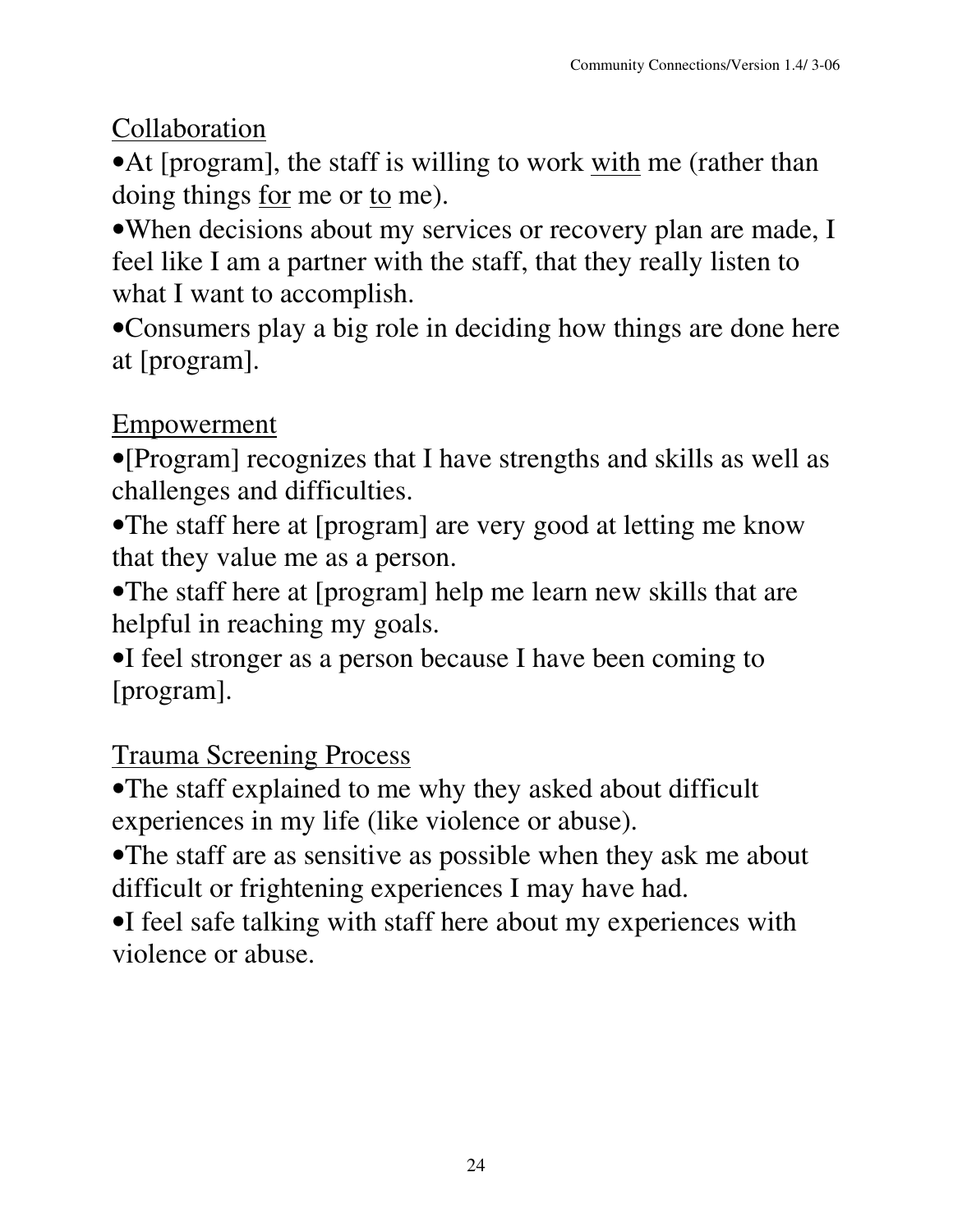Collaboration

- At [program], the staff is willing to work <u>with</u> me (rather than doing things <u>for</u> me or <u>to</u> me).
- When decisions about my services or recovery plan are made, I feel like I am a partner with the staff, that they really listen to what I want to accomplish.
- Consumers play a big role in deciding how things are done here at [program].

Empowerment

- [Program] recognizes that I have strengths and skills as well as challenges and difficulties.
- The staff here at [program] are very good at letting me know that they value me as a person.
- The staff here at [program] help me learn new skills that are helpful in reaching my goals.
- I feel stronger as a person because I have been coming to [program].

Trauma Screening Process

- The staff explained to me why they asked about difficult experiences in my life (like violence or abuse).
- The staff are as sensitive as possible when they ask me about difficult or frightening experiences I may have had.
- I feel safe talking with staff here about my experiences with violence or abuse.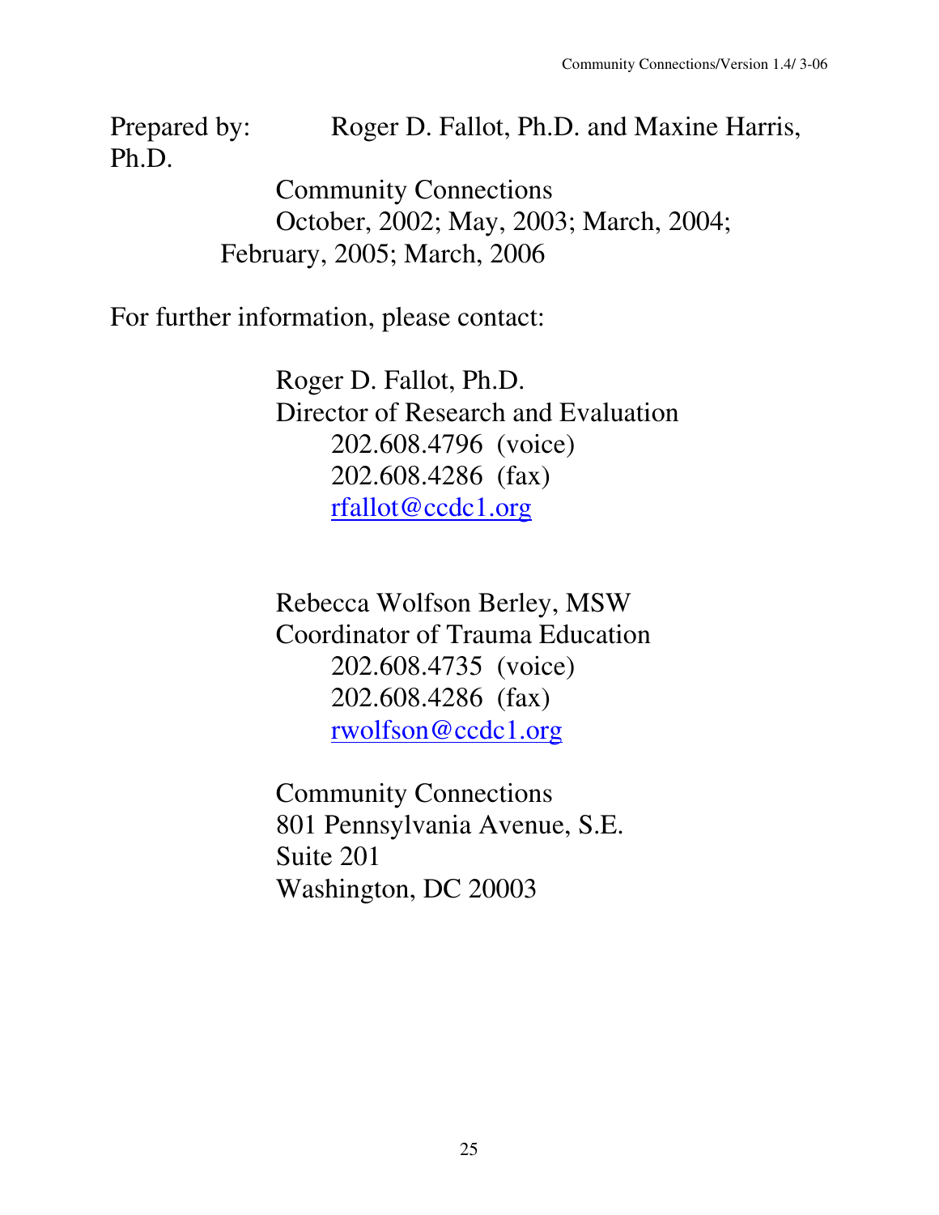Prepared by: Roger D. Fallot, Ph.D. and Maxine Harris, Ph.D.

Community Connections
October, 2002; May, 2003; March, 2004; February, 2005; March, 2006

For further information, please contact:

Roger D. Fallot, Ph.D.
Director of Research and Evaluation
202.608.4796 (voice)
202.608.4286 (fax)
rfallot@ccdc1.org

Rebecca Wolfson Berley, MSW
Coordinator of Trauma Education
202.608.4735 (voice)
202.608.4286 (fax)
rwolfson@ccdc1.org

Community Connections
801 Pennsylvania Avenue, S.E.
Suite 201
Washington, DC 20003